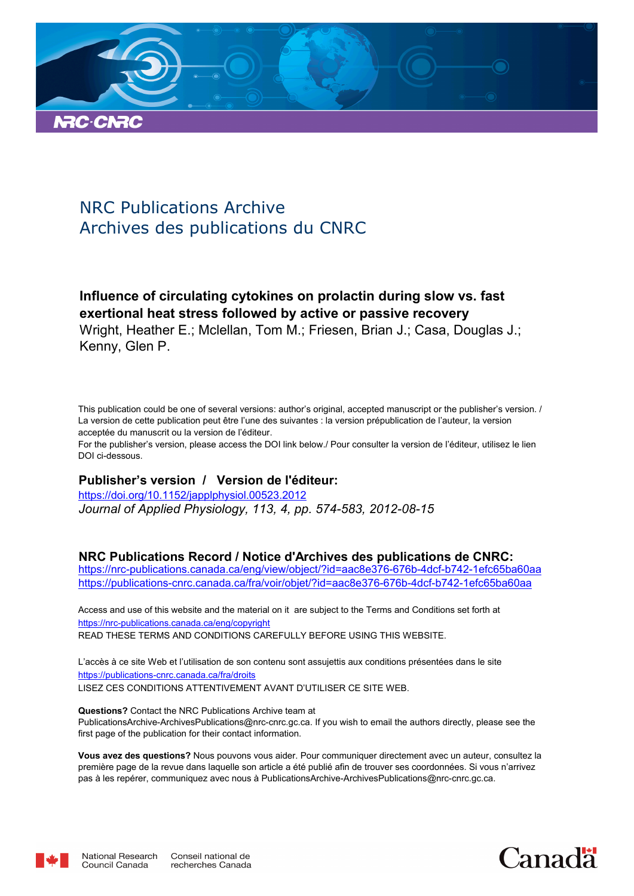NRC Publications Archive
Archives des publications du CNRC

**Influence of circulating cytokines on prolactin during slow vs. fast exertional heat stress followed by active or passive recovery**
Wright, Heather E.; Mclellan, Tom M.; Friesen, Brian J.; Casa, Douglas J.; Kenny, Glen P.

This publication could be one of several versions: author's original, accepted manuscript or the publisher's version. / La version de cette publication peut être l'une des suivantes : la version prépublication de l'auteur, la version acceptée du manuscrit ou la version de l'éditeur.

For the publisher's version, please access the DOI link below./ Pour consulter la version de l'éditeur, utilisez le lien DOI ci-dessous.

**Publisher's version / Version de l'éditeur:**

https://doi.org/10.1152/japplphysiol.00523.2012

*Journal of Applied Physiology, 113, 4, pp. 574-583, 2012-08-15*

**NRC Publications Record / Notice d'Archives des publications de CNRC:**

https://nrc-publications.canada.ca/eng/view/object/?id=aac8e376-676b-4dcf-b742-1efc65ba60aa
https://publications-cnrc.canada.ca/fra/voir/objet/?id=aac8e376-676b-4dcf-b742-1efc65ba60aa

Access and use of this website and the material on it are subject to the Terms and Conditions set forth at
https://nrc-publications.canada.ca/eng/copyright
READ THESE TERMS AND CONDITIONS CAREFULLY BEFORE USING THIS WEBSITE.

L'accès à ce site Web et l'utilisation de son contenu sont assujettis aux conditions présentées dans le site
https://publications-cnrc.canada.ca/fra/droits
LISEZ CES CONDITIONS ATTENTIVEMENT AVANT D'UTILISER CE SITE WEB.

**Questions?** Contact the NRC Publications Archive team at
PublicationsArchive-ArchivesPublications@nrc-cnrc.gc.ca. If you wish to email the authors directly, please see the first page of the publication for their contact information.

**Vous avez des questions?** Nous pouvons vous aider. Pour communiquer directement avec un auteur, consultez la première page de la revue dans laquelle son article a été publié afin de trouver ses coordonnées. Si vous n'arrivez pas à les repérer, communiquez avec nous à PublicationsArchive-ArchivesPublications@nrc-cnrc.gc.ca.

National Research Council Canada | Conseil national de recherches Canada

Canada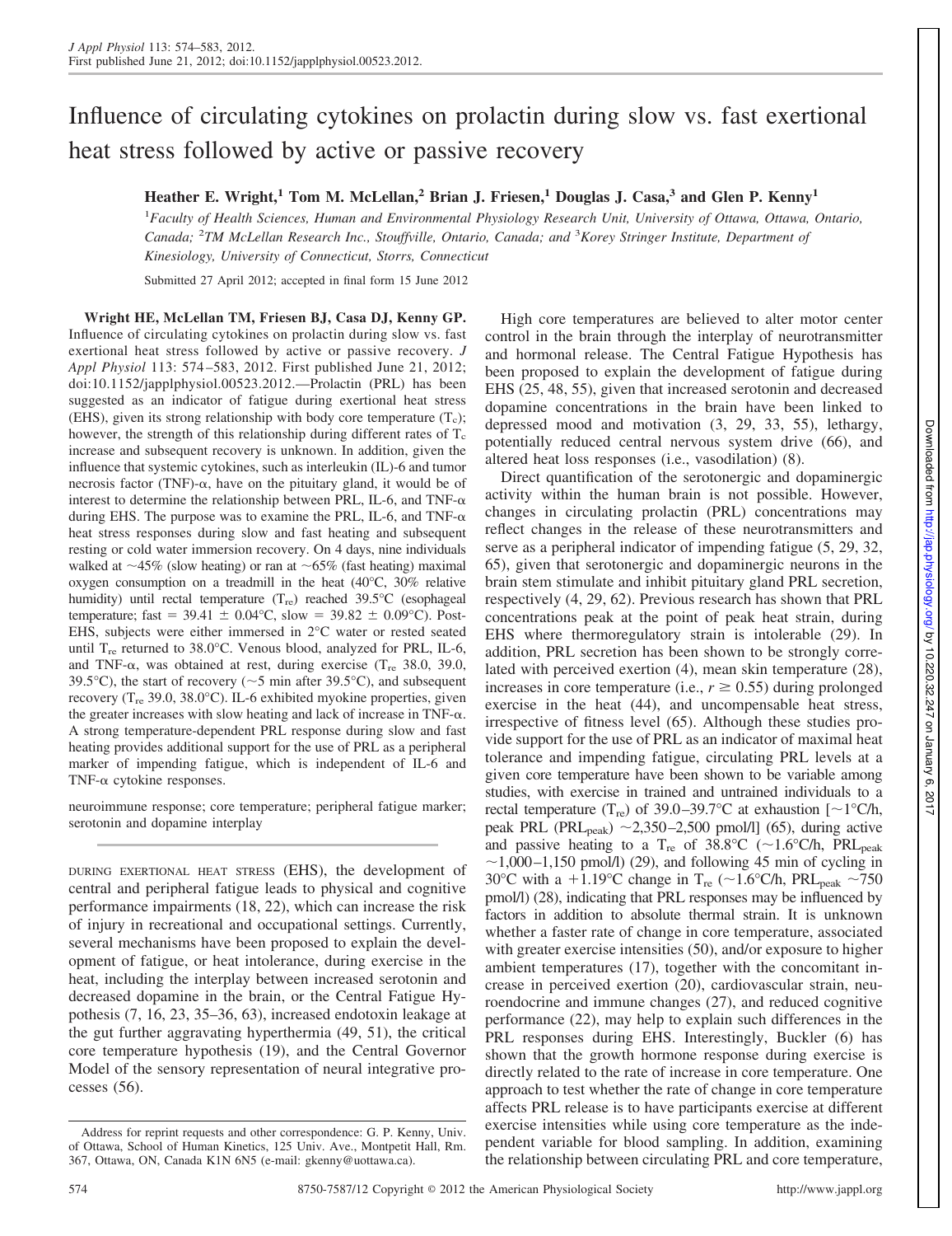# Influence of circulating cytokines on prolactin during slow vs. fast exertional heat stress followed by active or passive recovery

**Heather E. Wright,[1] Tom M. McLellan,[2] Brian J. Friesen,[1] Douglas J. Casa,[3] and Glen P. Kenny[1]**

[1]*Faculty of Health Sciences, Human and Environmental Physiology Research Unit, University of Ottawa, Ottawa, Ontario, Canada;* [2]*TM McLellan Research Inc., Stouffville, Ontario, Canada; and* [3]*Korey Stringer Institute, Department of Kinesiology, University of Connecticut, Storrs, Connecticut*

Submitted 27 April 2012; accepted in final form 15 June 2012

**Wright HE, McLellan TM, Friesen BJ, Casa DJ, Kenny GP.** Influence of circulating cytokines on prolactin during slow vs. fast exertional heat stress followed by active or passive recovery. *J Appl Physiol* 113: 574–583, 2012. First published June 21, 2012; doi:10.1152/japplphysiol.00523.2012.—Prolactin (PRL) has been suggested as an indicator of fatigue during exertional heat stress (EHS), given its strong relationship with body core temperature ($T_c$); however, the strength of this relationship during different rates of $T_c$ increase and subsequent recovery is unknown. In addition, given the influence that systemic cytokines, such as interleukin (IL)-6 and tumor necrosis factor (TNF)-α, have on the pituitary gland, it would be of interest to determine the relationship between PRL, IL-6, and TNF-α during EHS. The purpose was to examine the PRL, IL-6, and TNF-α heat stress responses during slow and fast heating and subsequent resting or cold water immersion recovery. On 4 days, nine individuals walked at ~45% (slow heating) or ran at ~65% (fast heating) maximal oxygen consumption on a treadmill in the heat (40°C, 30% relative humidity) until rectal temperature ($T_{re}$) reached 39.5°C (esophageal temperature; fast = 39.41 ± 0.04°C, slow = 39.82 ± 0.09°C). Post-EHS, subjects were either immersed in 2°C water or rested seated until $T_{re}$ returned to 38.0°C. Venous blood, analyzed for PRL, IL-6, and TNF-α, was obtained at rest, during exercise ($T_{re}$ 38.0, 39.0, 39.5°C), the start of recovery (~5 min after 39.5°C), and subsequent recovery ($T_{re}$ 39.0, 38.0°C). IL-6 exhibited myokine properties, given the greater increases with slow heating and lack of increase in TNF-α. A strong temperature-dependent PRL response during slow and fast heating provides additional support for the use of PRL as a peripheral marker of impending fatigue, which is independent of IL-6 and TNF-α cytokine responses.

neuroimmune response; core temperature; peripheral fatigue marker; serotonin and dopamine interplay

DURING EXERTIONAL HEAT STRESS (EHS), the development of central and peripheral fatigue leads to physical and cognitive performance impairments (18, 22), which can increase the risk of injury in recreational and occupational settings. Currently, several mechanisms have been proposed to explain the development of fatigue, or heat intolerance, during exercise in the heat, including the interplay between increased serotonin and decreased dopamine in the brain, or the Central Fatigue Hypothesis (7, 16, 23, 35–36, 63), increased endotoxin leakage at the gut further aggravating hyperthermia (49, 51), the critical core temperature hypothesis (19), and the Central Governor Model of the sensory representation of neural integrative processes (56).

High core temperatures are believed to alter motor center control in the brain through the interplay of neurotransmitter and hormonal release. The Central Fatigue Hypothesis has been proposed to explain the development of fatigue during EHS (25, 48, 55), given that increased serotonin and decreased dopamine concentrations in the brain have been linked to depressed mood and motivation (3, 29, 33, 55), lethargy, potentially reduced central nervous system drive (66), and altered heat loss responses (i.e., vasodilation) (8).

Direct quantification of the serotonergic and dopaminergic activity within the human brain is not possible. However, changes in circulating prolactin (PRL) concentrations may reflect changes in the release of these neurotransmitters and serve as a peripheral indicator of impending fatigue (5, 29, 32, 65), given that serotonergic and dopaminergic neurons in the brain stem stimulate and inhibit pituitary gland PRL secretion, respectively (4, 29, 62). Previous research has shown that PRL concentrations peak at the point of peak heat strain, during EHS where thermoregulatory strain is intolerable (29). In addition, PRL secretion has been shown to be strongly correlated with perceived exertion (4), mean skin temperature (28), increases in core temperature (i.e., $r \geq 0.55$) during prolonged exercise in the heat (44), and uncompensable heat stress, irrespective of fitness level (65). Although these studies provide support for the use of PRL as an indicator of maximal heat tolerance and impending fatigue, circulating PRL levels at a given core temperature have been shown to be variable among studies, with exercise in trained and untrained individuals to a rectal temperature ($T_{re}$) of 39.0–39.7°C at exhaustion [~1°C/h, peak PRL ($PRL_{peak}$) ~2,350–2,500 pmol/l] (65), during active and passive heating to a $T_{re}$ of 38.8°C (~1.6°C/h, $PRL_{peak}$ ~1,000–1,150 pmol/l) (29), and following 45 min of cycling in 30°C with a +1.19°C change in $T_{re}$ (~1.6°C/h, $PRL_{peak}$ ~750 pmol/l) (28), indicating that PRL responses may be influenced by factors in addition to absolute thermal strain. It is unknown whether a faster rate of change in core temperature, associated with greater exercise intensities (50), and/or exposure to higher ambient temperatures (17), together with the concomitant increase in perceived exertion (20), cardiovascular strain, neuroendocrine and immune changes (27), and reduced cognitive performance (22), may help to explain such differences in the PRL responses during EHS. Interestingly, Buckler (6) has shown that the growth hormone response during exercise is directly related to the rate of increase in core temperature. One approach to test whether the rate of change in core temperature affects PRL release is to have participants exercise at different exercise intensities while using core temperature as the independent variable for blood sampling. In addition, examining the relationship between circulating PRL and core temperature,

Address for reprint requests and other correspondence: G. P. Kenny, Univ. of Ottawa, School of Human Kinetics, 125 Univ. Ave., Montpetit Hall, Rm. 367, Ottawa, ON, Canada K1N 6N5 (e-mail: gkenny@uottawa.ca).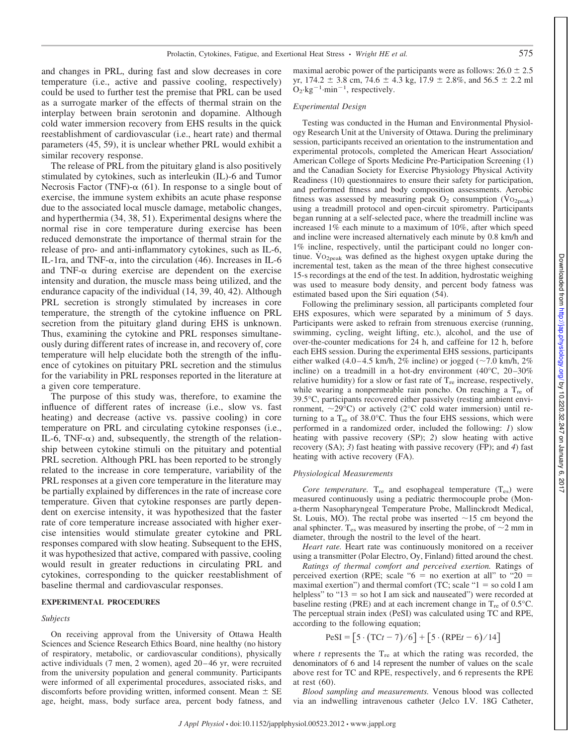and changes in PRL, during fast and slow decreases in core temperature (i.e., active and passive cooling, respectively) could be used to further test the premise that PRL can be used as a surrogate marker of the effects of thermal strain on the interplay between brain serotonin and dopamine. Although cold water immersion recovery from EHS results in the quick reestablishment of cardiovascular (i.e., heart rate) and thermal parameters (45, 59), it is unclear whether PRL would exhibit a similar recovery response.

The release of PRL from the pituitary gland is also positively stimulated by cytokines, such as interleukin (IL)-6 and Tumor Necrosis Factor (TNF)-α (61). In response to a single bout of exercise, the immune system exhibits an acute phase response due to the associated local muscle damage, metabolic changes, and hyperthermia (34, 38, 51). Experimental designs where the normal rise in core temperature during exercise has been reduced demonstrate the importance of thermal strain for the release of pro- and anti-inflammatory cytokines, such as IL-6, IL-1ra, and TNF-α, into the circulation (46). Increases in IL-6 and TNF-α during exercise are dependent on the exercise intensity and duration, the muscle mass being utilized, and the endurance capacity of the individual (14, 39, 40, 42). Although PRL secretion is strongly stimulated by increases in core temperature, the strength of the cytokine influence on PRL secretion from the pituitary gland during EHS is unknown. Thus, examining the cytokine and PRL responses simultaneously during different rates of increase in, and recovery of, core temperature will help elucidate both the strength of the influence of cytokines on pituitary PRL secretion and the stimulus for the variability in PRL responses reported in the literature at a given core temperature.

The purpose of this study was, therefore, to examine the influence of different rates of increase (i.e., slow vs. fast heating) and decrease (active vs. passive cooling) in core temperature on PRL and circulating cytokine responses (i.e., IL-6, TNF-α) and, subsequently, the strength of the relationship between cytokine stimuli on the pituitary and potential PRL secretion. Although PRL has been reported to be strongly related to the increase in core temperature, variability of the PRL responses at a given core temperature in the literature may be partially explained by differences in the rate of increase core temperature. Given that cytokine responses are partly dependent on exercise intensity, it was hypothesized that the faster rate of core temperature increase associated with higher exercise intensities would stimulate greater cytokine and PRL responses compared with slow heating. Subsequent to the EHS, it was hypothesized that active, compared with passive, cooling would result in greater reductions in circulating PRL and cytokines, corresponding to the quicker reestablishment of baseline thermal and cardiovascular responses.

## EXPERIMENTAL PROCEDURES

### *Subjects*

On receiving approval from the University of Ottawa Health Sciences and Science Research Ethics Board, nine healthy (no history of respiratory, metabolic, or cardiovascular conditions), physically active individuals (7 men, 2 women), aged 20–46 yr, were recruited from the university population and general community. Participants were informed of all experimental procedures, associated risks, and discomforts before providing written, informed consent. Mean ± SE age, height, mass, body surface area, percent body fatness, and maximal aerobic power of the participants were as follows: 26.0 ± 2.5 yr, 174.2 ± 3.8 cm, 74.6 ± 4.3 kg, 17.9 ± 2.8%, and 56.5 ± 2.2 ml $O_2 \cdot kg^{-1} \cdot min^{-1}$, respectively.

### *Experimental Design*

Testing was conducted in the Human and Environmental Physiology Research Unit at the University of Ottawa. During the preliminary session, participants received an orientation to the instrumentation and experimental protocols, completed the American Heart Association/American College of Sports Medicine Pre-Participation Screening (1) and the Canadian Society for Exercise Physiology Physical Activity Readiness (10) questionnaires to ensure their safety for participation, and performed fitness and body composition assessments. Aerobic fitness was assessed by measuring peak $O_2$ consumption ($\dot{V}O_{2peak}$) using a treadmill protocol and open-circuit spirometry. Participants began running at a self-selected pace, where the treadmill incline was increased 1% each minute to a maximum of 10%, after which speed and incline were increased alternatively each minute by 0.8 km/h and 1% incline, respectively, until the participant could no longer continue. $\dot{V}O_{2peak}$ was defined as the highest oxygen uptake during the incremental test, taken as the mean of the three highest consecutive 15-s recordings at the end of the test. In addition, hydrostatic weighing was used to measure body density, and percent body fatness was estimated based upon the Siri equation (54).

Following the preliminary session, all participants completed four EHS exposures, which were separated by a minimum of 5 days. Participants were asked to refrain from strenuous exercise (running, swimming, cycling, weight lifting, etc.), alcohol, and the use of over-the-counter medications for 24 h, and caffeine for 12 h, before each EHS session. During the experimental EHS sessions, participants either walked (4.0–4.5 km/h, 2% incline) or jogged (~7.0 km/h, 2% incline) on a treadmill in a hot-dry environment (40°C, 20–30% relative humidity) for a slow or fast rate of $T_{re}$ increase, respectively, while wearing a nonpermeable rain poncho. On reaching a $T_{re}$ of 39.5°C, participants recovered either passively (resting ambient environment, ~29°C) or actively (2°C cold water immersion) until returning to a $T_{re}$ of 38.0°C. Thus the four EHS sessions, which were performed in a randomized order, included the following: *1*) slow heating with passive recovery (SP); *2*) slow heating with active recovery (SA); *3*) fast heating with passive recovery (FP); and *4*) fast heating with active recovery (FA).

### *Physiological Measurements*

*Core temperature.* $T_{re}$ and esophageal temperature ($T_{es}$) were measured continuously using a pediatric thermocouple probe (Mon-a-therm Nasopharyngeal Temperature Probe, Mallinckrodt Medical, St. Louis, MO). The rectal probe was inserted ~15 cm beyond the anal sphincter. $T_{es}$ was measured by inserting the probe, of ~2 mm in diameter, through the nostril to the level of the heart.

*Heart rate.* Heart rate was continuously monitored on a receiver using a transmitter (Polar Electro, Oy, Finland) fitted around the chest.

*Ratings of thermal comfort and perceived exertion.* Ratings of perceived exertion (RPE; scale "6 = no exertion at all" to "20 = maximal exertion") and thermal comfort (TC; scale "1 = so cold I am helpless" to "13 = so hot I am sick and nauseated") were recorded at baseline resting (PRE) and at each increment change in $T_{re}$ of 0.5°C. The perceptual strain index (PeSI) was calculated using TC and RPE, according to the following equation;

$$\text{PeSI} = \left[5 \cdot (\text{TC}t - 7)/6\right] + \left[5 \cdot (\text{RPE}t - 6)/14\right]$$

where *t* represents the $T_{re}$ at which the rating was recorded, the denominators of 6 and 14 represent the number of values on the scale above rest for TC and RPE, respectively, and 6 represents the RPE at rest (60).

*Blood sampling and measurements.* Venous blood was collected via an indwelling intravenous catheter (Jelco I.V. 18G Catheter,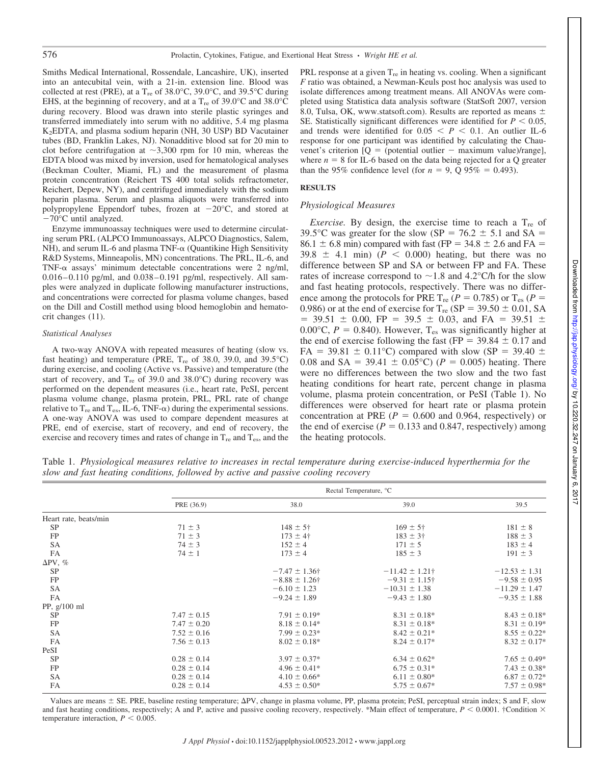Smiths Medical International, Rossendale, Lancashire, UK), inserted into an antecubital vein, with a 21-in. extension line. Blood was collected at rest (PRE), at a $T_{re}$ of 38.0°C, 39.0°C, and 39.5°C during EHS, at the beginning of recovery, and at a $T_{re}$ of 39.0°C and 38.0°C during recovery. Blood was drawn into sterile plastic syringes and transferred immediately into serum with no additive, 5.4 mg plasma $K_2EDTA$, and plasma sodium heparin (NH, 30 USP) BD Vacutainer tubes (BD, Franklin Lakes, NJ). Nonadditive blood sat for 20 min to clot before centrifugation at ~3,300 rpm for 10 min, whereas the EDTA blood was mixed by inversion, used for hematological analyses (Beckman Coulter, Miami, FL) and the measurement of plasma protein concentration (Reichert TS 400 total solids refractometer, Reichert, Depew, NY), and centrifuged immediately with the sodium heparin plasma. Serum and plasma aliquots were transferred into polypropylene Eppendorf tubes, frozen at −20°C, and stored at −70°C until analyzed.

Enzyme immunoassay techniques were used to determine circulating serum PRL (ALPCO Immunoassays, ALPCO Diagnostics, Salem, NH), and serum IL-6 and plasma TNF-α (Quantikine High Sensitivity R&D Systems, Minneapolis, MN) concentrations. The PRL, IL-6, and TNF-α assays' minimum detectable concentrations were 2 ng/ml, 0.016–0.110 pg/ml, and 0.038–0.191 pg/ml, respectively. All samples were analyzed in duplicate following manufacturer instructions, and concentrations were corrected for plasma volume changes, based on the Dill and Costill method using blood hemoglobin and hematocrit changes (11).

*Statistical Analyses*

A two-way ANOVA with repeated measures of heating (slow vs. fast heating) and temperature (PRE, $T_{re}$ of 38.0, 39.0, and 39.5°C) during exercise, and cooling (Active vs. Passive) and temperature (the start of recovery, and $T_{re}$ of 39.0 and 38.0°C) during recovery was performed on the dependent measures (i.e., heart rate, PeSI, percent plasma volume change, plasma protein, PRL, PRL rate of change relative to $T_{re}$ and $T_{es}$, IL-6, TNF-α) during the experimental sessions. A one-way ANOVA was used to compare dependent measures at PRE, end of exercise, start of recovery, and end of recovery, the exercise and recovery times and rates of change in $T_{re}$ and $T_{es}$, and the PRL response at a given $T_{re}$ in heating vs. cooling. When a significant $F$ ratio was obtained, a Newman-Keuls post hoc analysis was used to isolate differences among treatment means. All ANOVAs were completed using Statistica data analysis software (StatSoft 2007, version 8.0, Tulsa, OK, www.statsoft.com). Results are reported as means ± SE. Statistically significant differences were identified for $P < 0.05$, and trends were identified for $0.05 < P < 0.1$. An outlier IL-6 response for one participant was identified by calculating the Chauvenet's criterion [Q = (potential outlier − maximum value)/range], where $n = 8$ for IL-6 based on the data being rejected for a Q greater than the 95% confidence level (for $n = 9$, Q 95% = 0.493).

## RESULTS

### *Physiological Measures*

*Exercise.* By design, the exercise time to reach a $T_{re}$ of 39.5°C was greater for the slow (SP = 76.2 ± 5.1 and SA = 86.1 ± 6.8 min) compared with fast (FP = 34.8 ± 2.6 and FA = 39.8 ± 4.1 min) ($P < 0.000$) heating, but there was no difference between SP and SA or between FP and FA. These rates of increase correspond to ~1.8 and 4.2°C/h for the slow and fast heating protocols, respectively. There was no difference among the protocols for PRE $T_{re}$ ($P = 0.785$) or $T_{es}$ ($P = 0.986$) or at the end of exercise for $T_{re}$ (SP = 39.50 ± 0.01, SA = 39.51 ± 0.00, FP = 39.5 ± 0.03, and FA = 39.51 ± 0.00°C, $P = 0.840$). However, $T_{es}$ was significantly higher at the end of exercise following the fast (FP = 39.84 ± 0.17 and FA = 39.81 ± 0.11°C) compared with slow (SP = 39.40 ± 0.08 and SA = 39.41 ± 0.05°C) ($P = 0.005$) heating. There were no differences between the two slow and the two fast heating conditions for heart rate, percent change in plasma volume, plasma protein concentration, or PeSI (Table 1). No differences were observed for heart rate or plasma protein concentration at PRE ($P = 0.600$ and 0.964, respectively) or the end of exercise ($P = 0.133$ and 0.847, respectively) among the heating protocols.

Table 1. *Physiological measures relative to increases in rectal temperature during exercise-induced hyperthermia for the slow and fast heating conditions, followed by active and passive cooling recovery*

| | Rectal Temperature, °C | | | |
|---|---|---|---|---|
| | PRE (36.9) | 38.0 | 39.0 | 39.5 |
| Heart rate, beats/min | | | | |
| SP | 71 ± 3 | 148 ± 5† | 169 ± 5† | 181 ± 8 |
| FP | 71 ± 3 | 173 ± 4† | 183 ± 3† | 188 ± 3 |
| SA | 74 ± 3 | 152 ± 4 | 171 ± 5 | 183 ± 4 |
| FA | 74 ± 1 | 173 ± 4 | 185 ± 3 | 191 ± 3 |
| ΔPV, % | | | | |
| SP | | −7.47 ± 1.36† | −11.42 ± 1.21† | −12.53 ± 1.31 |
| FP | | −8.88 ± 1.26† | −9.31 ± 1.15† | −9.58 ± 0.95 |
| SA | | −6.10 ± 1.23 | −10.31 ± 1.38 | −11.29 ± 1.47 |
| FA | | −9.24 ± 1.89 | −9.43 ± 1.80 | −9.35 ± 1.88 |
| PP, g/100 ml | | | | |
| SP | 7.47 ± 0.15 | 7.91 ± 0.19* | 8.31 ± 0.18* | 8.43 ± 0.18* |
| FP | 7.47 ± 0.20 | 8.18 ± 0.14* | 8.31 ± 0.18* | 8.31 ± 0.19* |
| SA | 7.52 ± 0.16 | 7.99 ± 0.23* | 8.42 ± 0.21* | 8.55 ± 0.22* |
| FA | 7.56 ± 0.13 | 8.02 ± 0.18* | 8.24 ± 0.17* | 8.32 ± 0.17* |
| PeSI | | | | |
| SP | 0.28 ± 0.14 | 3.97 ± 0.37* | 6.34 ± 0.62* | 7.65 ± 0.49* |
| FP | 0.28 ± 0.14 | 4.96 ± 0.41* | 6.75 ± 0.31* | 7.43 ± 0.38* |
| SA | 0.28 ± 0.14 | 4.10 ± 0.66* | 6.11 ± 0.80* | 6.87 ± 0.72* |
| FA | 0.28 ± 0.14 | 4.53 ± 0.50* | 5.75 ± 0.67* | 7.57 ± 0.98* |

Values are means ± SE. PRE, baseline resting temperature; ΔPV, change in plasma volume, PP, plasma protein; PeSI, perceptual strain index; S and F, slow and fast heating conditions, respectively; A and P, active and passive cooling recovery, respectively. *Main effect of temperature, $P < 0.0001$. †Condition × temperature interaction, $P < 0.005$.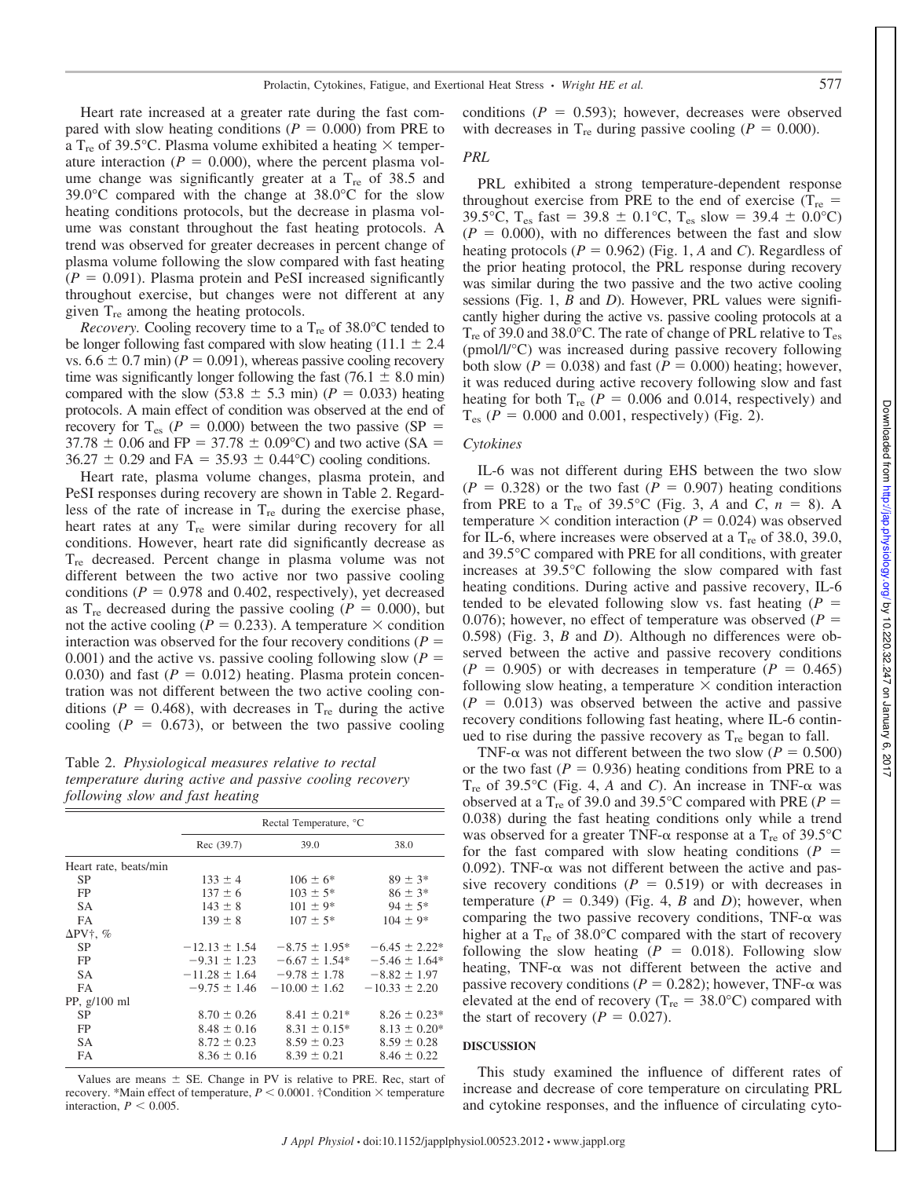Heart rate increased at a greater rate during the fast compared with slow heating conditions ($P = 0.000$) from PRE to a $T_{re}$ of 39.5°C. Plasma volume exhibited a heating × temperature interaction ($P = 0.000$), where the percent plasma volume change was significantly greater at a $T_{re}$ of 38.5 and 39.0°C compared with the change at 38.0°C for the slow heating conditions protocols, but the decrease in plasma volume was constant throughout the fast heating protocols. A trend was observed for greater decreases in percent change of plasma volume following the slow compared with fast heating ($P = 0.091$). Plasma protein and PeSI increased significantly throughout exercise, but changes were not different at any given $T_{re}$ among the heating protocols.

*Recovery.* Cooling recovery time to a $T_{re}$ of 38.0°C tended to be longer following fast compared with slow heating (11.1 ± 2.4 vs. 6.6 ± 0.7 min) ($P = 0.091$), whereas passive cooling recovery time was significantly longer following the fast (76.1 ± 8.0 min) compared with the slow (53.8 ± 5.3 min) ($P = 0.033$) heating protocols. A main effect of condition was observed at the end of recovery for $T_{es}$ ($P = 0.000$) between the two passive (SP = 37.78 ± 0.06 and FP = 37.78 ± 0.09°C) and two active (SA = 36.27 ± 0.29 and FA = 35.93 ± 0.44°C) cooling conditions.

Heart rate, plasma volume changes, plasma protein, and PeSI responses during recovery are shown in Table 2. Regardless of the rate of increase in $T_{re}$ during the exercise phase, heart rates at any $T_{re}$ were similar during recovery for all conditions. However, heart rate did significantly decrease as $T_{re}$ decreased. Percent change in plasma volume was not different between the two active nor two passive cooling conditions ($P = 0.978$ and 0.402, respectively), yet decreased as $T_{re}$ decreased during the passive cooling ($P = 0.000$), but not the active cooling ($P = 0.233$). A temperature × condition interaction was observed for the four recovery conditions ($P = 0.001$) and the active vs. passive cooling following slow ($P = 0.030$) and fast ($P = 0.012$) heating. Plasma protein concentration was not different between the two active cooling conditions ($P = 0.468$), with decreases in $T_{re}$ during the active cooling ($P = 0.673$), or between the two passive cooling conditions ($P = 0.593$); however, decreases were observed with decreases in $T_{re}$ during passive cooling ($P = 0.000$).

Table 2. *Physiological measures relative to rectal temperature during active and passive cooling recovery following slow and fast heating*

| | Rectal Temperature, °C | | |
|---|---|---|---|
| | Rec (39.7) | 39.0 | 38.0 |
| Heart rate, beats/min | | | |
| SP | 133 ± 4 | 106 ± 6* | 89 ± 3* |
| FP | 137 ± 6 | 103 ± 5* | 86 ± 3* |
| SA | 143 ± 8 | 101 ± 9* | 94 ± 5* |
| FA | 139 ± 8 | 107 ± 5* | 104 ± 9* |
| ΔPV†, % | | | |
| SP | −12.13 ± 1.54 | −8.75 ± 1.95* | −6.45 ± 2.22* |
| FP | −9.31 ± 1.23 | −6.67 ± 1.54* | −5.46 ± 1.64* |
| SA | −11.28 ± 1.64 | −9.78 ± 1.78 | −8.82 ± 1.97 |
| FA | −9.75 ± 1.46 | −10.00 ± 1.62 | −10.33 ± 2.20 |
| PP, g/100 ml | | | |
| SP | 8.70 ± 0.26 | 8.41 ± 0.21* | 8.26 ± 0.23* |
| FP | 8.48 ± 0.16 | 8.31 ± 0.15* | 8.13 ± 0.20* |
| SA | 8.72 ± 0.23 | 8.59 ± 0.23 | 8.59 ± 0.28 |
| FA | 8.36 ± 0.16 | 8.39 ± 0.21 | 8.46 ± 0.22 |

Values are means ± SE. Change in PV is relative to PRE. Rec, start of recovery. *Main effect of temperature, $P < 0.0001$. †Condition × temperature interaction, $P < 0.005$.

### PRL

PRL exhibited a strong temperature-dependent response throughout exercise from PRE to the end of exercise ($T_{re}$ = 39.5°C, $T_{es}$ fast = 39.8 ± 0.1°C, $T_{es}$ slow = 39.4 ± 0.0°C) ($P = 0.000$), with no differences between the fast and slow heating protocols ($P = 0.962$) (Fig. 1, *A* and *C*). Regardless of the prior heating protocol, the PRL response during recovery was similar during the two passive and the two active cooling sessions (Fig. 1, *B* and *D*). However, PRL values were significantly higher during the active vs. passive cooling protocols at a $T_{re}$ of 39.0 and 38.0°C. The rate of change of PRL relative to $T_{es}$ (pmol/l/°C) was increased during passive recovery following both slow ($P = 0.038$) and fast ($P = 0.000$) heating; however, it was reduced during active recovery following slow and fast heating for both $T_{re}$ ($P = 0.006$ and 0.014, respectively) and $T_{es}$ ($P = 0.000$ and 0.001, respectively) (Fig. 2).

### Cytokines

IL-6 was not different during EHS between the two slow ($P = 0.328$) or the two fast ($P = 0.907$) heating conditions from PRE to a $T_{re}$ of 39.5°C (Fig. 3, *A* and *C*, $n = 8$). A temperature × condition interaction ($P = 0.024$) was observed for IL-6, where increases were observed at a $T_{re}$ of 38.0, 39.0, and 39.5°C compared with PRE for all conditions, with greater increases at 39.5°C following the slow compared with fast heating conditions. During active and passive recovery, IL-6 tended to be elevated following slow vs. fast heating ($P = 0.076$); however, no effect of temperature was observed ($P = 0.598$) (Fig. 3, *B* and *D*). Although no differences were observed between the active and passive recovery conditions ($P = 0.905$) or with decreases in temperature ($P = 0.465$) following slow heating, a temperature × condition interaction ($P = 0.013$) was observed between the active and passive recovery conditions following fast heating, where IL-6 continued to rise during the passive recovery as $T_{re}$ began to fall.

TNF-α was not different between the two slow ($P = 0.500$) or the two fast ($P = 0.936$) heating conditions from PRE to a $T_{re}$ of 39.5°C (Fig. 4, *A* and *C*). An increase in TNF-α was observed at a $T_{re}$ of 39.0 and 39.5°C compared with PRE ($P = 0.038$) during the fast heating conditions only while a trend was observed for a greater TNF-α response at a $T_{re}$ of 39.5°C for the fast compared with slow heating conditions ($P = 0.092$). TNF-α was not different between the active and passive recovery conditions ($P = 0.519$) or with decreases in temperature ($P = 0.349$) (Fig. 4, *B* and *D*); however, when comparing the two passive recovery conditions, TNF-α was higher at a $T_{re}$ of 38.0°C compared with the start of recovery following the slow heating ($P = 0.018$). Following slow heating, TNF-α was not different between the active and passive recovery conditions ($P = 0.282$); however, TNF-α was elevated at the end of recovery ($T_{re}$ = 38.0°C) compared with the start of recovery ($P = 0.027$).

## DISCUSSION

This study examined the influence of different rates of increase and decrease of core temperature on circulating PRL and cytokine responses, and the influence of circulating cyto-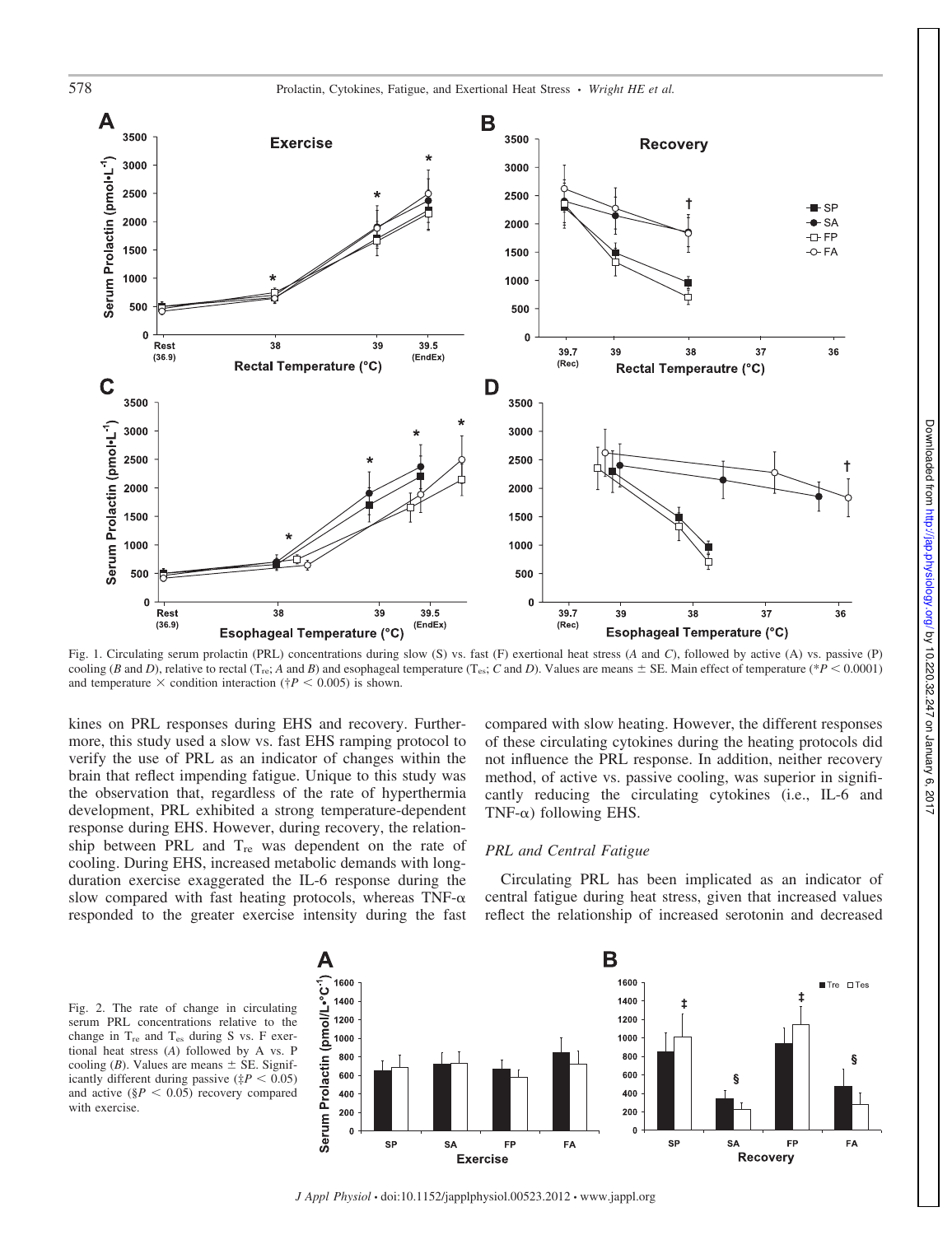Fig. 1. Circulating serum prolactin (PRL) concentrations during slow (S) vs. fast (F) exertional heat stress (*A* and *C*), followed by active (A) vs. passive (P) cooling (*B* and *D*), relative to rectal ($T_{re}$; *A* and *B*) and esophageal temperature ($T_{es}$; *C* and *D*). Values are means ± SE. Main effect of temperature (*$P < 0.0001$) and temperature × condition interaction (†$P < 0.005$) is shown.

kines on PRL responses during EHS and recovery. Furthermore, this study used a slow vs. fast EHS ramping protocol to verify the use of PRL as an indicator of changes within the brain that reflect impending fatigue. Unique to this study was the observation that, regardless of the rate of hyperthermia development, PRL exhibited a strong temperature-dependent response during EHS. However, during recovery, the relationship between PRL and $T_{re}$ was dependent on the rate of cooling. During EHS, increased metabolic demands with long-duration exercise exaggerated the IL-6 response during the slow compared with fast heating protocols, whereas TNF-α responded to the greater exercise intensity during the fast compared with slow heating. However, the different responses of these circulating cytokines during the heating protocols did not influence the PRL response. In addition, neither recovery method, of active vs. passive cooling, was superior in significantly reducing the circulating cytokines (i.e., IL-6 and TNF-α) following EHS.

### *PRL and Central Fatigue*

Circulating PRL has been implicated as an indicator of central fatigue during heat stress, given that increased values reflect the relationship of increased serotonin and decreased

Fig. 2. The rate of change in circulating serum PRL concentrations relative to the change in $T_{re}$ and $T_{es}$ during S vs. F exertional heat stress (*A*) followed by A vs. P cooling (*B*). Values are means ± SE. Significantly different during passive (‡$P < 0.05$) and active (§$P < 0.05$) recovery compared with exercise.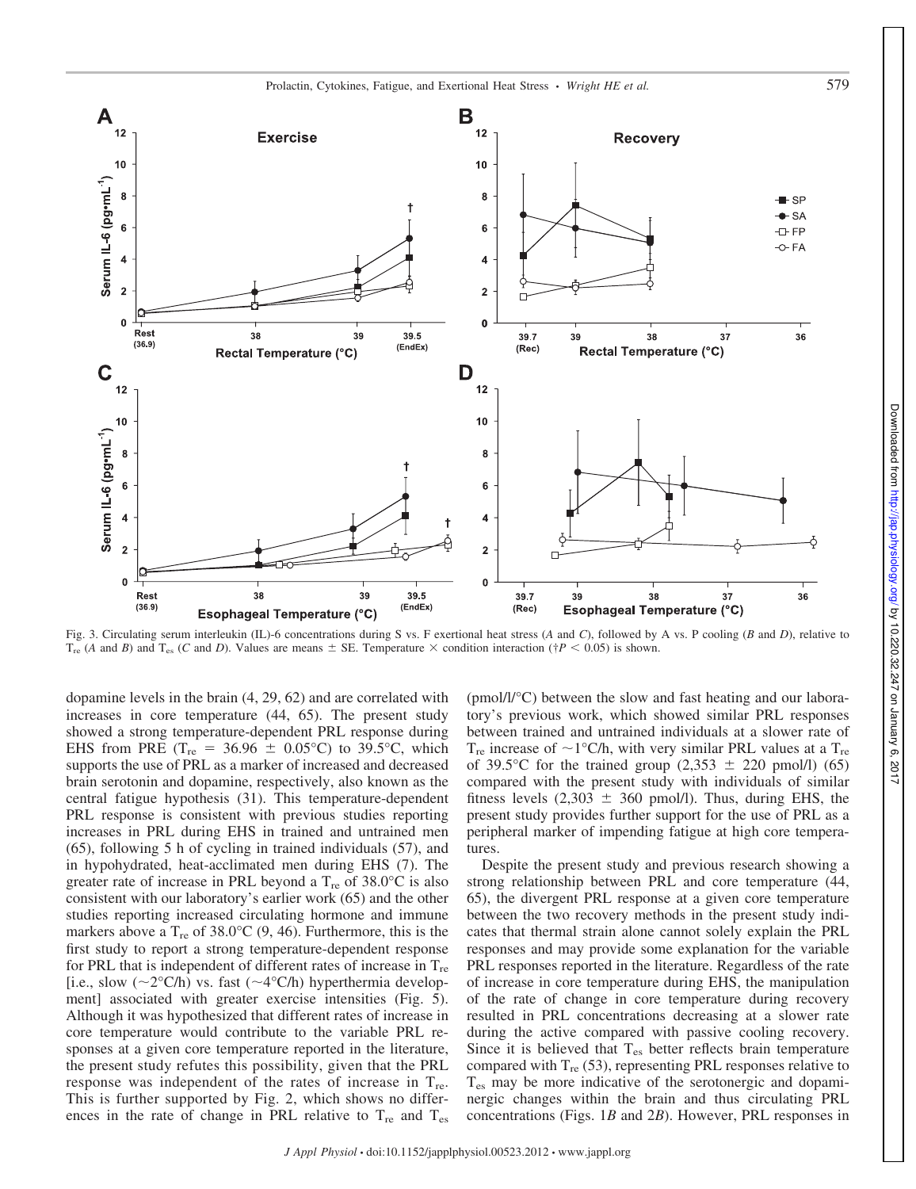Fig. 3. Circulating serum interleukin (IL)-6 concentrations during S vs. F exertional heat stress (*A* and *C*), followed by A vs. P cooling (*B* and *D*), relative to $T_{re}$ (*A* and *B*) and $T_{es}$ (*C* and *D*). Values are means ± SE. Temperature × condition interaction (†$P < 0.05$) is shown.

dopamine levels in the brain (4, 29, 62) and are correlated with increases in core temperature (44, 65). The present study showed a strong temperature-dependent PRL response during EHS from PRE ($T_{re}$ = 36.96 ± 0.05°C) to 39.5°C, which supports the use of PRL as a marker of increased and decreased brain serotonin and dopamine, respectively, also known as the central fatigue hypothesis (31). This temperature-dependent PRL response is consistent with previous studies reporting increases in PRL during EHS in trained and untrained men (65), following 5 h of cycling in trained individuals (57), and in hypohydrated, heat-acclimated men during EHS (7). The greater rate of increase in PRL beyond a $T_{re}$ of 38.0°C is also consistent with our laboratory's earlier work (65) and the other studies reporting increased circulating hormone and immune markers above a $T_{re}$ of 38.0°C (9, 46). Furthermore, this is the first study to report a strong temperature-dependent response for PRL that is independent of different rates of increase in $T_{re}$ [i.e., slow (~2°C/h) vs. fast (~4°C/h) hyperthermia development] associated with greater exercise intensities (Fig. 5). Although it was hypothesized that different rates of increase in core temperature would contribute to the variable PRL responses at a given core temperature reported in the literature, the present study refutes this possibility, given that the PRL response was independent of the rates of increase in $T_{re}$. This is further supported by Fig. 2, which shows no differences in the rate of change in PRL relative to $T_{re}$ and $T_{es}$ (pmol/l/°C) between the slow and fast heating and our laboratory's previous work, which showed similar PRL responses between trained and untrained individuals at a slower rate of $T_{re}$ increase of ~1°C/h, with very similar PRL values at a $T_{re}$ of 39.5°C for the trained group (2,353 ± 220 pmol/l) (65) compared with the present study with individuals of similar fitness levels (2,303 ± 360 pmol/l). Thus, during EHS, the present study provides further support for the use of PRL as a peripheral marker of impending fatigue at high core temperatures.

Despite the present study and previous research showing a strong relationship between PRL and core temperature (44, 65), the divergent PRL response at a given core temperature between the two recovery methods in the present study indicates that thermal strain alone cannot solely explain the PRL responses and may provide some explanation for the variable PRL responses reported in the literature. Regardless of the rate of increase in core temperature during EHS, the manipulation of the rate of change in core temperature during recovery resulted in PRL concentrations decreasing at a slower rate during the active compared with passive cooling recovery. Since it is believed that $T_{es}$ better reflects brain temperature compared with $T_{re}$ (53), representing PRL responses relative to $T_{es}$ may be more indicative of the serotonergic and dopaminergic changes within the brain and thus circulating PRL concentrations (Figs. 1*B* and 2*B*). However, PRL responses in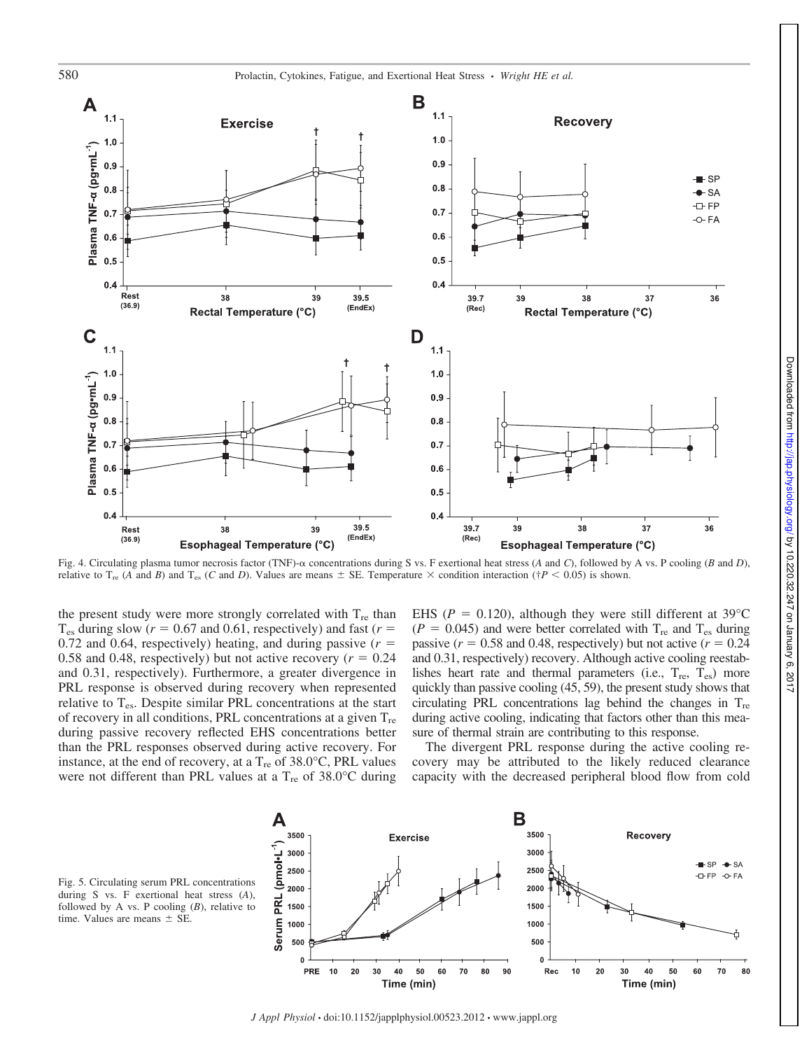Fig. 4. Circulating plasma tumor necrosis factor (TNF)-α concentrations during S vs. F exertional heat stress (*A* and *C*), followed by A vs. P cooling (*B* and *D*), relative to $T_{re}$ (*A* and *B*) and $T_{es}$ (*C* and *D*). Values are means ± SE. Temperature × condition interaction (†$P < 0.05$) is shown.

the present study were more strongly correlated with $T_{re}$ than $T_{es}$ during slow ($r = 0.67$ and 0.61, respectively) and fast ($r = 0.72$ and 0.64, respectively) heating, and during passive ($r = 0.58$ and 0.48, respectively) but not active recovery ($r = 0.24$ and 0.31, respectively). Furthermore, a greater divergence in PRL response is observed during recovery when represented relative to $T_{es}$. Despite similar PRL concentrations at the start of recovery in all conditions, PRL concentrations at a given $T_{re}$ during passive recovery reflected EHS concentrations better than the PRL responses observed during active recovery. For instance, at the end of recovery, at a $T_{re}$ of 38.0°C, PRL values were not different than PRL values at a $T_{re}$ of 38.0°C during EHS ($P = 0.120$), although they were still different at 39°C ($P = 0.045$) and were better correlated with $T_{re}$ and $T_{es}$ during passive ($r = 0.58$ and 0.48, respectively) but not active ($r = 0.24$ and 0.31, respectively) recovery. Although active cooling reestablishes heart rate and thermal parameters (i.e., $T_{re}$, $T_{es}$) more quickly than passive cooling (45, 59), the present study shows that circulating PRL concentrations lag behind the changes in $T_{re}$ during active cooling, indicating that factors other than this measure of thermal strain are contributing to this response.

The divergent PRL response during the active cooling recovery may be attributed to the likely reduced clearance capacity with the decreased peripheral blood flow from cold

Fig. 5. Circulating serum PRL concentrations during S vs. F exertional heat stress (*A*), followed by A vs. P cooling (*B*), relative to time. Values are means ± SE.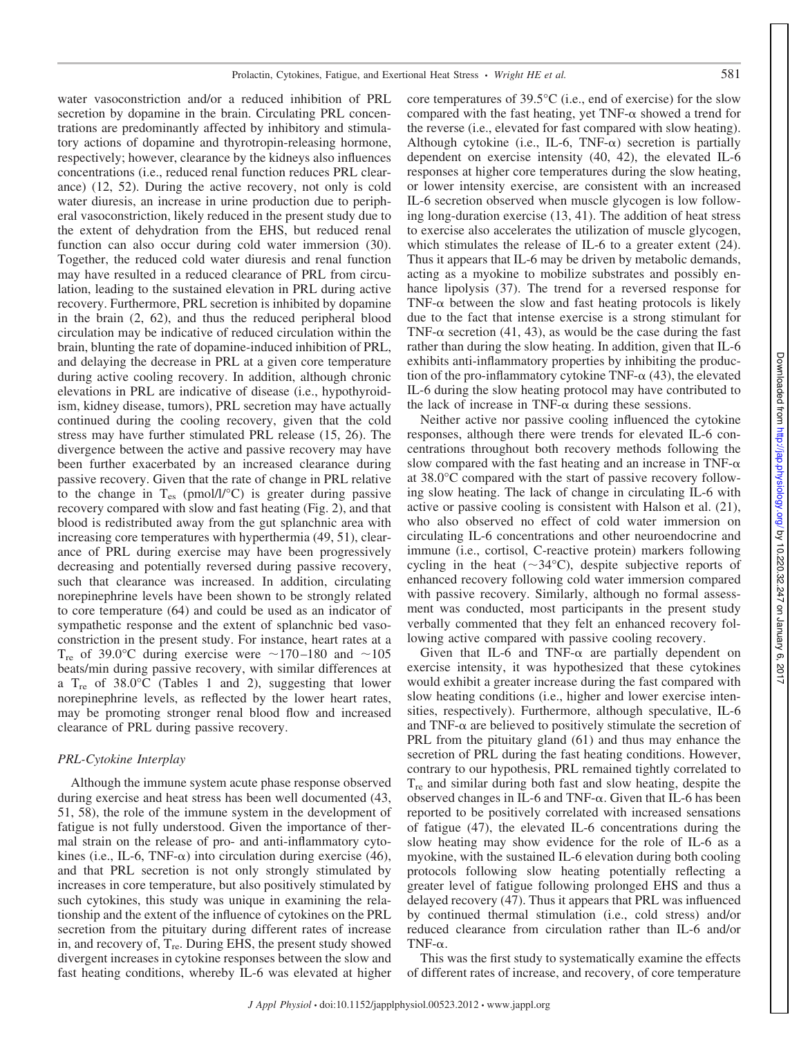water vasoconstriction and/or a reduced inhibition of PRL secretion by dopamine in the brain. Circulating PRL concentrations are predominantly affected by inhibitory and stimulatory actions of dopamine and thyrotropin-releasing hormone, respectively; however, clearance by the kidneys also influences concentrations (i.e., reduced renal function reduces PRL clearance) (12, 52). During the active recovery, not only is cold water diuresis, an increase in urine production due to peripheral vasoconstriction, likely reduced in the present study due to the extent of dehydration from the EHS, but reduced renal function can also occur during cold water immersion (30). Together, the reduced cold water diuresis and renal function may have resulted in a reduced clearance of PRL from circulation, leading to the sustained elevation in PRL during active recovery. Furthermore, PRL secretion is inhibited by dopamine in the brain (2, 62), and thus the reduced peripheral blood circulation may be indicative of reduced circulation within the brain, blunting the rate of dopamine-induced inhibition of PRL, and delaying the decrease in PRL at a given core temperature during active cooling recovery. In addition, although chronic elevations in PRL are indicative of disease (i.e., hypothyroidism, kidney disease, tumors), PRL secretion may have actually continued during the cooling recovery, given that the cold stress may have further stimulated PRL release (15, 26). The divergence between the active and passive recovery may have been further exacerbated by an increased clearance during passive recovery. Given that the rate of change in PRL relative to the change in $T_{es}$ (pmol/l/°C) is greater during passive recovery compared with slow and fast heating (Fig. 2), and that blood is redistributed away from the gut splanchnic area with increasing core temperatures with hyperthermia (49, 51), clearance of PRL during exercise may have been progressively decreasing and potentially reversed during passive recovery, such that clearance was increased. In addition, circulating norepinephrine levels have been shown to be strongly related to core temperature (64) and could be used as an indicator of sympathetic response and the extent of splanchnic bed vasoconstriction in the present study. For instance, heart rates at a $T_{re}$ of 39.0°C during exercise were ~170–180 and ~105 beats/min during passive recovery, with similar differences at a $T_{re}$ of 38.0°C (Tables 1 and 2), suggesting that lower norepinephrine levels, as reflected by the lower heart rates, may be promoting stronger renal blood flow and increased clearance of PRL during passive recovery.

## *PRL-Cytokine Interplay*

Although the immune system acute phase response observed during exercise and heat stress has been well documented (43, 51, 58), the role of the immune system in the development of fatigue is not fully understood. Given the importance of thermal strain on the release of pro- and anti-inflammatory cytokines (i.e., IL-6, TNF-α) into circulation during exercise (46), and that PRL secretion is not only strongly stimulated by increases in core temperature, but also positively stimulated by such cytokines, this study was unique in examining the relationship and the extent of the influence of cytokines on the PRL secretion from the pituitary during different rates of increase in, and recovery of, $T_{re}$. During EHS, the present study showed divergent increases in cytokine responses between the slow and fast heating conditions, whereby IL-6 was elevated at higher core temperatures of 39.5°C (i.e., end of exercise) for the slow compared with the fast heating, yet TNF-α showed a trend for the reverse (i.e., elevated for fast compared with slow heating). Although cytokine (i.e., IL-6, TNF-α) secretion is partially dependent on exercise intensity (40, 42), the elevated IL-6 responses at higher core temperatures during the slow heating, or lower intensity exercise, are consistent with an increased IL-6 secretion observed when muscle glycogen is low following long-duration exercise (13, 41). The addition of heat stress to exercise also accelerates the utilization of muscle glycogen, which stimulates the release of IL-6 to a greater extent (24). Thus it appears that IL-6 may be driven by metabolic demands, acting as a myokine to mobilize substrates and possibly enhance lipolysis (37). The trend for a reversed response for TNF-α between the slow and fast heating protocols is likely due to the fact that intense exercise is a strong stimulant for TNF-α secretion (41, 43), as would be the case during the fast rather than during the slow heating. In addition, given that IL-6 exhibits anti-inflammatory properties by inhibiting the production of the pro-inflammatory cytokine TNF-α (43), the elevated IL-6 during the slow heating protocol may have contributed to the lack of increase in TNF-α during these sessions.

Neither active nor passive cooling influenced the cytokine responses, although there were trends for elevated IL-6 concentrations throughout both recovery methods following the slow compared with the fast heating and an increase in TNF-α at 38.0°C compared with the start of passive recovery following slow heating. The lack of change in circulating IL-6 with active or passive cooling is consistent with Halson et al. (21), who also observed no effect of cold water immersion on circulating IL-6 concentrations and other neuroendocrine and immune (i.e., cortisol, C-reactive protein) markers following cycling in the heat (~34°C), despite subjective reports of enhanced recovery following cold water immersion compared with passive recovery. Similarly, although no formal assessment was conducted, most participants in the present study verbally commented that they felt an enhanced recovery following active compared with passive cooling recovery.

Given that IL-6 and TNF-α are partially dependent on exercise intensity, it was hypothesized that these cytokines would exhibit a greater increase during the fast compared with slow heating conditions (i.e., higher and lower exercise intensities, respectively). Furthermore, although speculative, IL-6 and TNF-α are believed to positively stimulate the secretion of PRL from the pituitary gland (61) and thus may enhance the secretion of PRL during the fast heating conditions. However, contrary to our hypothesis, PRL remained tightly correlated to $T_{re}$ and similar during both fast and slow heating, despite the observed changes in IL-6 and TNF-α. Given that IL-6 has been reported to be positively correlated with increased sensations of fatigue (47), the elevated IL-6 concentrations during the slow heating may show evidence for the role of IL-6 as a myokine, with the sustained IL-6 elevation during both cooling protocols following slow heating potentially reflecting a greater level of fatigue following prolonged EHS and thus a delayed recovery (47). Thus it appears that PRL was influenced by continued thermal stimulation (i.e., cold stress) and/or reduced clearance from circulation rather than IL-6 and/or TNF-α.

This was the first study to systematically examine the effects of different rates of increase, and recovery, of core temperature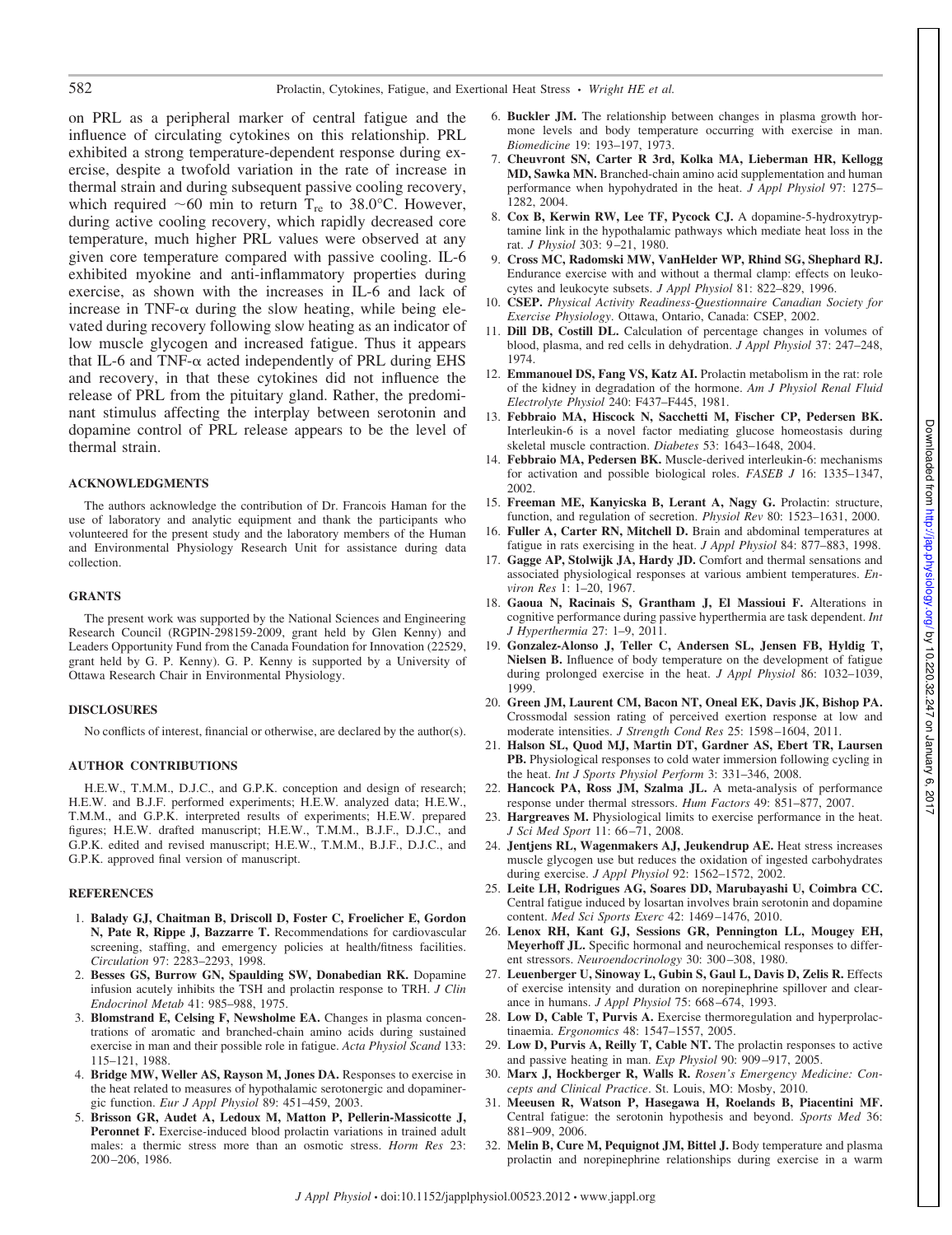on PRL as a peripheral marker of central fatigue and the influence of circulating cytokines on this relationship. PRL exhibited a strong temperature-dependent response during exercise, despite a twofold variation in the rate of increase in thermal strain and during subsequent passive cooling recovery, which required ~60 min to return $T_{re}$ to 38.0°C. However, during active cooling recovery, which rapidly decreased core temperature, much higher PRL values were observed at any given core temperature compared with passive cooling. IL-6 exhibited myokine and anti-inflammatory properties during exercise, as shown with the increases in IL-6 and lack of increase in TNF-α during the slow heating, while being elevated during recovery following slow heating as an indicator of low muscle glycogen and increased fatigue. Thus it appears that IL-6 and TNF-α acted independently of PRL during EHS and recovery, in that these cytokines did not influence the release of PRL from the pituitary gland. Rather, the predominant stimulus affecting the interplay between serotonin and dopamine control of PRL release appears to be the level of thermal strain.

## ACKNOWLEDGMENTS

The authors acknowledge the contribution of Dr. Francois Haman for the use of laboratory and analytic equipment and thank the participants who volunteered for the present study and the laboratory members of the Human and Environmental Physiology Research Unit for assistance during data collection.

## GRANTS

The present work was supported by the National Sciences and Engineering Research Council (RGPIN-298159-2009, grant held by Glen Kenny) and Leaders Opportunity Fund from the Canada Foundation for Innovation (22529, grant held by G. P. Kenny). G. P. Kenny is supported by a University of Ottawa Research Chair in Environmental Physiology.

## DISCLOSURES

No conflicts of interest, financial or otherwise, are declared by the author(s).

## AUTHOR CONTRIBUTIONS

H.E.W., T.M.M., D.J.C., and G.P.K. conception and design of research; H.E.W. and B.J.F. performed experiments; H.E.W. analyzed data; H.E.W., T.M.M., and G.P.K. interpreted results of experiments; H.E.W. prepared figures; H.E.W. drafted manuscript; H.E.W., T.M.M., B.J.F., D.J.C., and G.P.K. edited and revised manuscript; H.E.W., T.M.M., B.J.F., D.J.C., and G.P.K. approved final version of manuscript.

## REFERENCES

1. **Balady GJ, Chaitman B, Driscoll D, Foster C, Froelicher E, Gordon N, Pate R, Rippe J, Bazzarre T.** Recommendations for cardiovascular screening, staffing, and emergency policies at health/fitness facilities. *Circulation* 97: 2283–2293, 1998.
2. **Besses GS, Burrow GN, Spaulding SW, Donabedian RK.** Dopamine infusion acutely inhibits the TSH and prolactin response to TRH. *J Clin Endocrinol Metab* 41: 985–988, 1975.
3. **Blomstrand E, Celsing F, Newsholme EA.** Changes in plasma concentrations of aromatic and branched-chain amino acids during sustained exercise in man and their possible role in fatigue. *Acta Physiol Scand* 133: 115–121, 1988.
4. **Bridge MW, Weller AS, Rayson M, Jones DA.** Responses to exercise in the heat related to measures of hypothalamic serotonergic and dopaminergic function. *Eur J Appl Physiol* 89: 451–459, 2003.
5. **Brisson GR, Audet A, Ledoux M, Matton P, Pellerin-Massicotte J, Peronnet F.** Exercise-induced blood prolactin variations in trained adult males: a thermic stress more than an osmotic stress. *Horm Res* 23: 200–206, 1986.
6. **Buckler JM.** The relationship between changes in plasma growth hormone levels and body temperature occurring with exercise in man. *Biomedicine* 19: 193–197, 1973.
7. **Cheuvront SN, Carter R 3rd, Kolka MA, Lieberman HR, Kellogg MD, Sawka MN.** Branched-chain amino acid supplementation and human performance when hypohydrated in the heat. *J Appl Physiol* 97: 1275–1282, 2004.
8. **Cox B, Kerwin RW, Lee TF, Pycock CJ.** A dopamine-5-hydroxytryptamine link in the hypothalamic pathways which mediate heat loss in the rat. *J Physiol* 303: 9–21, 1980.
9. **Cross MC, Radomski MW, VanHelder WP, Rhind SG, Shephard RJ.** Endurance exercise with and without a thermal clamp: effects on leukocytes and leukocyte subsets. *J Appl Physiol* 81: 822–829, 1996.
10. **CSEP.** *Physical Activity Readiness-Questionnaire Canadian Society for Exercise Physiology*. Ottawa, Ontario, Canada: CSEP, 2002.
11. **Dill DB, Costill DL.** Calculation of percentage changes in volumes of blood, plasma, and red cells in dehydration. *J Appl Physiol* 37: 247–248, 1974.
12. **Emmanouel DS, Fang VS, Katz AI.** Prolactin metabolism in the rat: role of the kidney in degradation of the hormone. *Am J Physiol Renal Fluid Electrolyte Physiol* 240: F437–F445, 1981.
13. **Febbraio MA, Hiscock N, Sacchetti M, Fischer CP, Pedersen BK.** Interleukin-6 is a novel factor mediating glucose homeostasis during skeletal muscle contraction. *Diabetes* 53: 1643–1648, 2004.
14. **Febbraio MA, Pedersen BK.** Muscle-derived interleukin-6: mechanisms for activation and possible biological roles. *FASEB J* 16: 1335–1347, 2002.
15. **Freeman ME, Kanyicska B, Lerant A, Nagy G.** Prolactin: structure, function, and regulation of secretion. *Physiol Rev* 80: 1523–1631, 2000.
16. **Fuller A, Carter RN, Mitchell D.** Brain and abdominal temperatures at fatigue in rats exercising in the heat. *J Appl Physiol* 84: 877–883, 1998.
17. **Gagge AP, Stolwijk JA, Hardy JD.** Comfort and thermal sensations and associated physiological responses at various ambient temperatures. *Environ Res* 1: 1–20, 1967.
18. **Gaoua N, Racinais S, Grantham J, El Massioui F.** Alterations in cognitive performance during passive hyperthermia are task dependent. *Int J Hyperthermia* 27: 1–9, 2011.
19. **Gonzalez-Alonso J, Teller C, Andersen SL, Jensen FB, Hyldig T, Nielsen B.** Influence of body temperature on the development of fatigue during prolonged exercise in the heat. *J Appl Physiol* 86: 1032–1039, 1999.
20. **Green JM, Laurent CM, Bacon NT, Oneal EK, Davis JK, Bishop PA.** Crossmodal session rating of perceived exertion response at low and moderate intensities. *J Strength Cond Res* 25: 1598–1604, 2011.
21. **Halson SL, Quod MJ, Martin DT, Gardner AS, Ebert TR, Laursen PB.** Physiological responses to cold water immersion following cycling in the heat. *Int J Sports Physiol Perform* 3: 331–346, 2008.
22. **Hancock PA, Ross JM, Szalma JL.** A meta-analysis of performance response under thermal stressors. *Hum Factors* 49: 851–877, 2007.
23. **Hargreaves M.** Physiological limits to exercise performance in the heat. *J Sci Med Sport* 11: 66–71, 2008.
24. **Jentjens RL, Wagenmakers AJ, Jeukendrup AE.** Heat stress increases muscle glycogen use but reduces the oxidation of ingested carbohydrates during exercise. *J Appl Physiol* 92: 1562–1572, 2002.
25. **Leite LH, Rodrigues AG, Soares DD, Marubayashi U, Coimbra CC.** Central fatigue induced by losartan involves brain serotonin and dopamine content. *Med Sci Sports Exerc* 42: 1469–1476, 2010.
26. **Lenox RH, Kant GJ, Sessions GR, Pennington LL, Mougey EH, Meyerhoff JL.** Specific hormonal and neurochemical responses to different stressors. *Neuroendocrinology* 30: 300–308, 1980.
27. **Leuenberger U, Sinoway L, Gubin S, Gaul L, Davis D, Zelis R.** Effects of exercise intensity and duration on norepinephrine spillover and clearance in humans. *J Appl Physiol* 75: 668–674, 1993.
28. **Low D, Cable T, Purvis A.** Exercise thermoregulation and hyperprolactinaemia. *Ergonomics* 48: 1547–1557, 2005.
29. **Low D, Purvis A, Reilly T, Cable NT.** The prolactin responses to active and passive heating in man. *Exp Physiol* 90: 909–917, 2005.
30. **Marx J, Hockberger R, Walls R.** *Rosen's Emergency Medicine: Concepts and Clinical Practice*. St. Louis, MO: Mosby, 2010.
31. **Meeusen R, Watson P, Hasegawa H, Roelands B, Piacentini MF.** Central fatigue: the serotonin hypothesis and beyond. *Sports Med* 36: 881–909, 2006.
32. **Melin B, Cure M, Pequignot JM, Bittel J.** Body temperature and plasma prolactin and norepinephrine relationships during exercise in a warm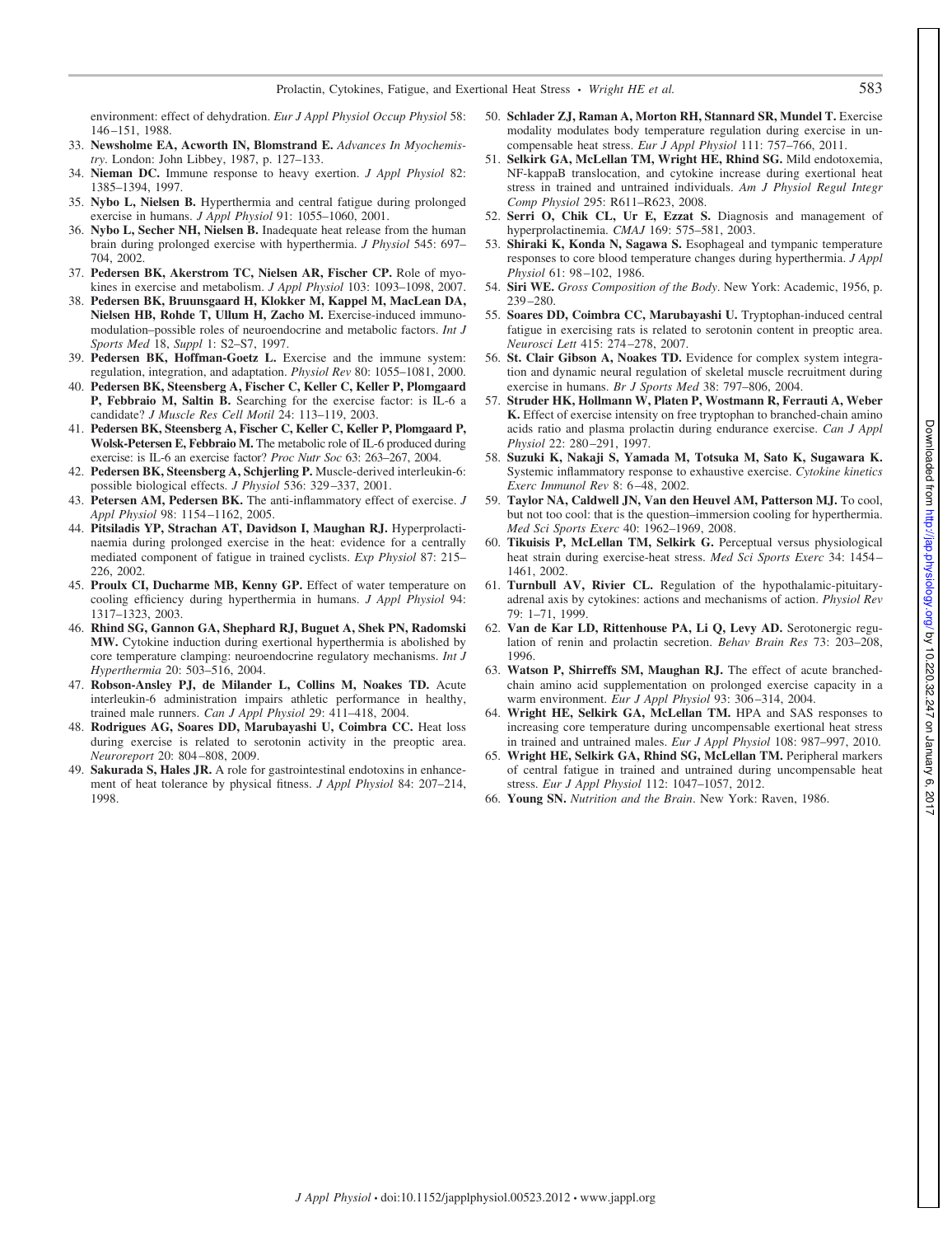environment: effect of dehydration. *Eur J Appl Physiol Occup Physiol* 58: 146–151, 1988.

33. **Newsholme EA, Acworth IN, Blomstrand E.** *Advances In Myochemistry*. London: John Libbey, 1987, p. 127–133.
34. **Nieman DC.** Immune response to heavy exertion. *J Appl Physiol* 82: 1385–1394, 1997.
35. **Nybo L, Nielsen B.** Hyperthermia and central fatigue during prolonged exercise in humans. *J Appl Physiol* 91: 1055–1060, 2001.
36. **Nybo L, Secher NH, Nielsen B.** Inadequate heat release from the human brain during prolonged exercise with hyperthermia. *J Physiol* 545: 697–704, 2002.
37. **Pedersen BK, Akerstrom TC, Nielsen AR, Fischer CP.** Role of myokines in exercise and metabolism. *J Appl Physiol* 103: 1093–1098, 2007.
38. **Pedersen BK, Bruunsgaard H, Klokker M, Kappel M, MacLean DA, Nielsen HB, Rohde T, Ullum H, Zacho M.** Exercise-induced immunomodulation–possible roles of neuroendocrine and metabolic factors. *Int J Sports Med* 18, *Suppl* 1: S2–S7, 1997.
39. **Pedersen BK, Hoffman-Goetz L.** Exercise and the immune system: regulation, integration, and adaptation. *Physiol Rev* 80: 1055–1081, 2000.
40. **Pedersen BK, Steensberg A, Fischer C, Keller C, Keller P, Plomgaard P, Febbraio M, Saltin B.** Searching for the exercise factor: is IL-6 a candidate? *J Muscle Res Cell Motil* 24: 113–119, 2003.
41. **Pedersen BK, Steensberg A, Fischer C, Keller C, Keller P, Plomgaard P, Wolsk-Petersen E, Febbraio M.** The metabolic role of IL-6 produced during exercise: is IL-6 an exercise factor? *Proc Nutr Soc* 63: 263–267, 2004.
42. **Pedersen BK, Steensberg A, Schjerling P.** Muscle-derived interleukin-6: possible biological effects. *J Physiol* 536: 329–337, 2001.
43. **Petersen AM, Pedersen BK.** The anti-inflammatory effect of exercise. *J Appl Physiol* 98: 1154–1162, 2005.
44. **Pitsiladis YP, Strachan AT, Davidson I, Maughan RJ.** Hyperprolactinaemia during prolonged exercise in the heat: evidence for a centrally mediated component of fatigue in trained cyclists. *Exp Physiol* 87: 215–226, 2002.
45. **Proulx CI, Ducharme MB, Kenny GP.** Effect of water temperature on cooling efficiency during hyperthermia in humans. *J Appl Physiol* 94: 1317–1323, 2003.
46. **Rhind SG, Gannon GA, Shephard RJ, Buguet A, Shek PN, Radomski MW.** Cytokine induction during exertional hyperthermia is abolished by core temperature clamping: neuroendocrine regulatory mechanisms. *Int J Hyperthermia* 20: 503–516, 2004.
47. **Robson-Ansley PJ, de Milander L, Collins M, Noakes TD.** Acute interleukin-6 administration impairs athletic performance in healthy, trained male runners. *Can J Appl Physiol* 29: 411–418, 2004.
48. **Rodrigues AG, Soares DD, Marubayashi U, Coimbra CC.** Heat loss during exercise is related to serotonin activity in the preoptic area. *Neuroreport* 20: 804–808, 2009.
49. **Sakurada S, Hales JR.** A role for gastrointestinal endotoxins in enhancement of heat tolerance by physical fitness. *J Appl Physiol* 84: 207–214, 1998.
50. **Schlader ZJ, Raman A, Morton RH, Stannard SR, Mundel T.** Exercise modality modulates body temperature regulation during exercise in uncompensable heat stress. *Eur J Appl Physiol* 111: 757–766, 2011.
51. **Selkirk GA, McLellan TM, Wright HE, Rhind SG.** Mild endotoxemia, NF-kappaB translocation, and cytokine increase during exertional heat stress in trained and untrained individuals. *Am J Physiol Regul Integr Comp Physiol* 295: R611–R623, 2008.
52. **Serri O, Chik CL, Ur E, Ezzat S.** Diagnosis and management of hyperprolactinemia. *CMAJ* 169: 575–581, 2003.
53. **Shiraki K, Konda N, Sagawa S.** Esophageal and tympanic temperature responses to core blood temperature changes during hyperthermia. *J Appl Physiol* 61: 98–102, 1986.
54. **Siri WE.** *Gross Composition of the Body*. New York: Academic, 1956, p. 239–280.
55. **Soares DD, Coimbra CC, Marubayashi U.** Tryptophan-induced central fatigue in exercising rats is related to serotonin content in preoptic area. *Neurosci Lett* 415: 274–278, 2007.
56. **St. Clair Gibson A, Noakes TD.** Evidence for complex system integration and dynamic neural regulation of skeletal muscle recruitment during exercise in humans. *Br J Sports Med* 38: 797–806, 2004.
57. **Struder HK, Hollmann W, Platen P, Wostmann R, Ferrauti A, Weber K.** Effect of exercise intensity on free tryptophan to branched-chain amino acids ratio and plasma prolactin during endurance exercise. *Can J Appl Physiol* 22: 280–291, 1997.
58. **Suzuki K, Nakaji S, Yamada M, Totsuka M, Sato K, Sugawara K.** Systemic inflammatory response to exhaustive exercise. *Cytokine kinetics Exerc Immunol Rev* 8: 6–48, 2002.
59. **Taylor NA, Caldwell JN, Van den Heuvel AM, Patterson MJ.** To cool, but not too cool: that is the question–immersion cooling for hyperthermia. *Med Sci Sports Exerc* 40: 1962–1969, 2008.
60. **Tikuisis P, McLellan TM, Selkirk G.** Perceptual versus physiological heat strain during exercise-heat stress. *Med Sci Sports Exerc* 34: 1454–1461, 2002.
61. **Turnbull AV, Rivier CL.** Regulation of the hypothalamic-pituitary-adrenal axis by cytokines: actions and mechanisms of action. *Physiol Rev* 79: 1–71, 1999.
62. **Van de Kar LD, Rittenhouse PA, Li Q, Levy AD.** Serotonergic regulation of renin and prolactin secretion. *Behav Brain Res* 73: 203–208, 1996.
63. **Watson P, Shirreffs SM, Maughan RJ.** The effect of acute branched-chain amino acid supplementation on prolonged exercise capacity in a warm environment. *Eur J Appl Physiol* 93: 306–314, 2004.
64. **Wright HE, Selkirk GA, McLellan TM.** HPA and SAS responses to increasing core temperature during uncompensable exertional heat stress in trained and untrained males. *Eur J Appl Physiol* 108: 987–997, 2010.
65. **Wright HE, Selkirk GA, Rhind SG, McLellan TM.** Peripheral markers of central fatigue in trained and untrained during uncompensable heat stress. *Eur J Appl Physiol* 112: 1047–1057, 2012.
66. **Young SN.** *Nutrition and the Brain*. New York: Raven, 1986.